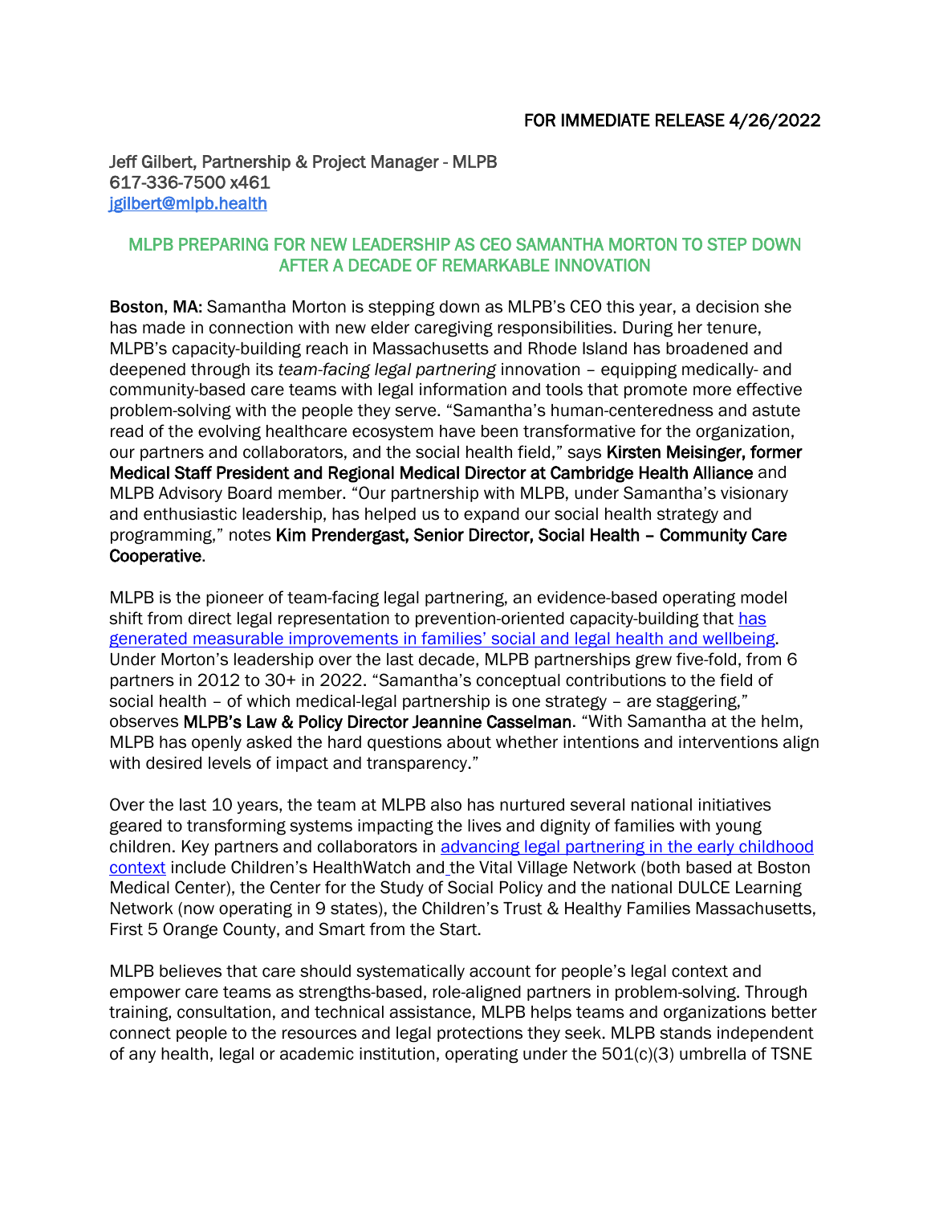FOR IMMEDIATE RELEASE 4/26/2022

Jeff Gilbert, Partnership & Project Manager - MLPB
617-336-7500 x461
[jgilbert@mlpb.health](mailto:jgilbert@mlpb.health)

## MLPB PREPARING FOR NEW LEADERSHIP AS CEO SAMANTHA MORTON TO STEP DOWN AFTER A DECADE OF REMARKABLE INNOVATION

**Boston, MA:** Samantha Morton is stepping down as MLPB's CEO this year, a decision she has made in connection with new elder caregiving responsibilities. During her tenure, MLPB's capacity-building reach in Massachusetts and Rhode Island has broadened and deepened through its *team-facing legal partnering* innovation – equipping medically- and community-based care teams with legal information and tools that promote more effective problem-solving with the people they serve. "Samantha's human-centeredness and astute read of the evolving healthcare ecosystem have been transformative for the organization, our partners and collaborators, and the social health field," says **Kirsten Meisinger, former Medical Staff President and Regional Medical Director at Cambridge Health Alliance** and MLPB Advisory Board member. "Our partnership with MLPB, under Samantha's visionary and enthusiastic leadership, has helped us to expand our social health strategy and programming," notes **Kim Prendergast, Senior Director, Social Health – Community Care Cooperative**.

MLPB is the pioneer of team-facing legal partnering, an evidence-based operating model shift from direct legal representation to prevention-oriented capacity-building that [has generated measurable improvements in families' social and legal health and wellbeing](). Under Morton's leadership over the last decade, MLPB partnerships grew five-fold, from 6 partners in 2012 to 30+ in 2022. "Samantha's conceptual contributions to the field of social health – of which medical-legal partnership is one strategy – are staggering," observes **MLPB's Law & Policy Director Jeannine Casselman**. "With Samantha at the helm, MLPB has openly asked the hard questions about whether intentions and interventions align with desired levels of impact and transparency."

Over the last 10 years, the team at MLPB also has nurtured several national initiatives geared to transforming systems impacting the lives and dignity of families with young children. Key partners and collaborators in [advancing legal partnering in the early childhood context]() include Children's HealthWatch and the Vital Village Network (both based at Boston Medical Center), the Center for the Study of Social Policy and the national DULCE Learning Network (now operating in 9 states), the Children's Trust & Healthy Families Massachusetts, First 5 Orange County, and Smart from the Start.

MLPB believes that care should systematically account for people's legal context and empower care teams as strengths-based, role-aligned partners in problem-solving. Through training, consultation, and technical assistance, MLPB helps teams and organizations better connect people to the resources and legal protections they seek. MLPB stands independent of any health, legal or academic institution, operating under the 501(c)(3) umbrella of TSNE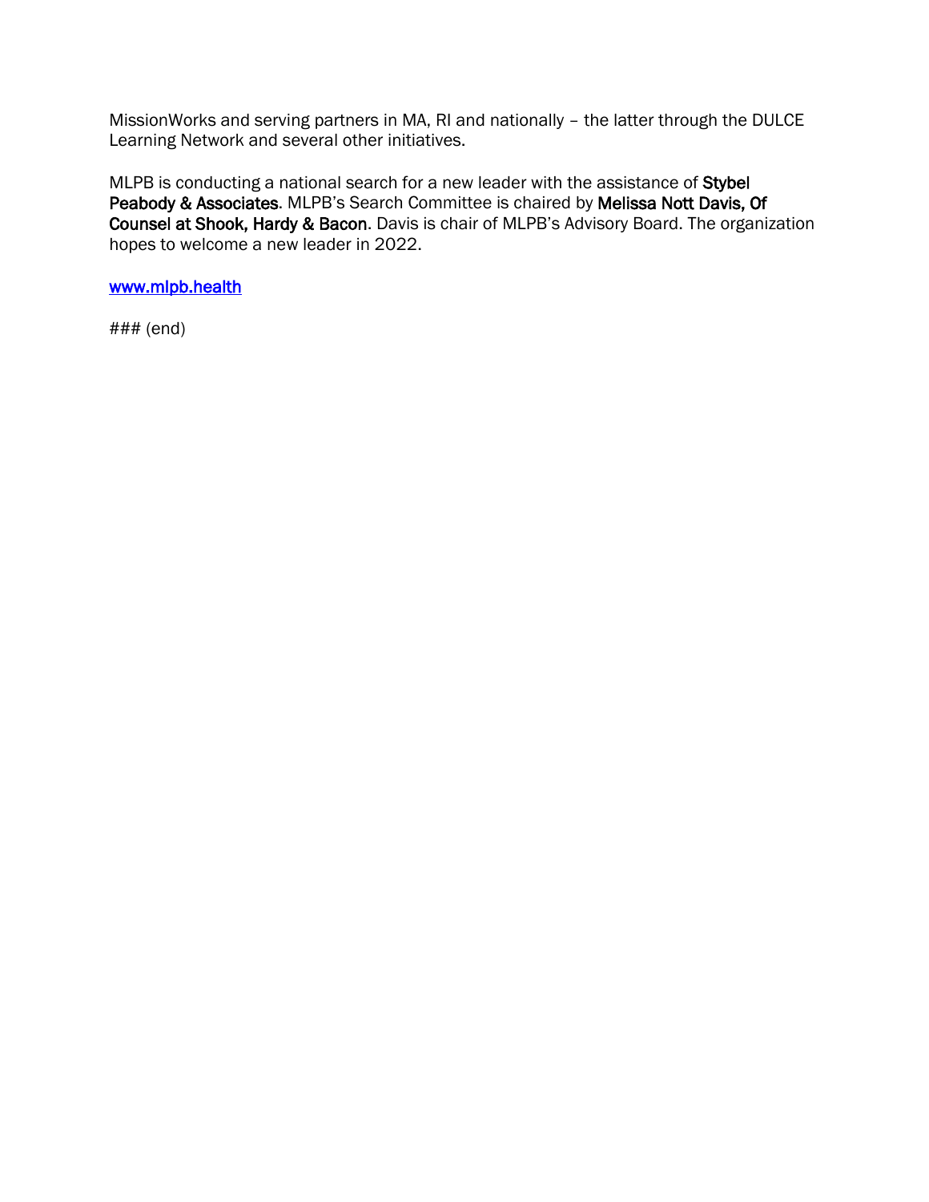MissionWorks and serving partners in MA, RI and nationally – the latter through the DULCE Learning Network and several other initiatives.

MLPB is conducting a national search for a new leader with the assistance of **Stybel Peabody & Associates**. MLPB's Search Committee is chaired by **Melissa Nott Davis, Of Counsel at Shook, Hardy & Bacon**. Davis is chair of MLPB's Advisory Board. The organization hopes to welcome a new leader in 2022.

[www.mlpb.health](http://www.mlpb.health)

### (end)